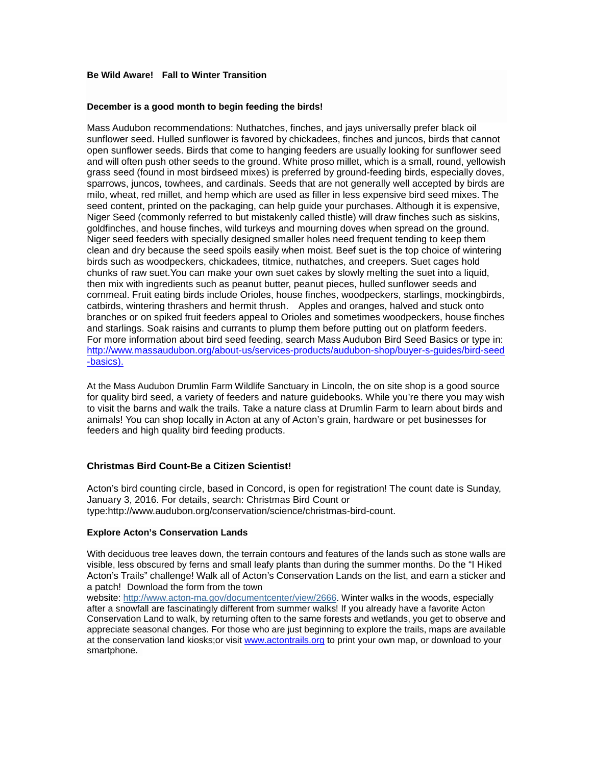**Be Wild Aware!   Fall to Winter Transition**

**December is a good month to begin feeding the birds!**

Mass Audubon recommendations: Nuthatches, finches, and jays universally prefer black oil sunflower seed. Hulled sunflower is favored by chickadees, finches and juncos, birds that cannot open sunflower seeds. Birds that come to hanging feeders are usually looking for sunflower seed and will often push other seeds to the ground. White proso millet, which is a small, round, yellowish grass seed (found in most birdseed mixes) is preferred by ground-feeding birds, especially doves, sparrows, juncos, towhees, and cardinals. Seeds that are not generally well accepted by birds are milo, wheat, red millet, and hemp which are used as filler in less expensive bird seed mixes. The seed content, printed on the packaging, can help guide your purchases. Although it is expensive, Niger Seed (commonly referred to but mistakenly called thistle) will draw finches such as siskins, goldfinches, and house finches, wild turkeys and mourning doves when spread on the ground. Niger seed feeders with specially designed smaller holes need frequent tending to keep them clean and dry because the seed spoils easily when moist. Beef suet is the top choice of wintering birds such as woodpeckers, chickadees, titmice, nuthatches, and creepers. Suet cages hold chunks of raw suet.You can make your own suet cakes by slowly melting the suet into a liquid, then mix with ingredients such as peanut butter, peanut pieces, hulled sunflower seeds and cornmeal. Fruit eating birds include Orioles, house finches, woodpeckers, starlings, mockingbirds, catbirds, wintering thrashers and hermit thrush.   Apples and oranges, halved and stuck onto branches or on spiked fruit feeders appeal to Orioles and sometimes woodpeckers, house finches and starlings. Soak raisins and currants to plump them before putting out on platform feeders. For more information about bird seed feeding, search Mass Audubon Bird Seed Basics or type in: http://www.massaudubon.org/about-us/services-products/audubon-shop/buyer-s-guides/bird-seed-basics).

At the Mass Audubon Drumlin Farm Wildlife Sanctuary in Lincoln, the on site shop is a good source for quality bird seed, a variety of feeders and nature guidebooks. While you're there you may wish to visit the barns and walk the trails. Take a nature class at Drumlin Farm to learn about birds and animals! You can shop locally in Acton at any of Acton's grain, hardware or pet businesses for feeders and high quality bird feeding products.

**Christmas Bird Count-Be a Citizen Scientist!**

Acton's bird counting circle, based in Concord, is open for registration! The count date is Sunday, January 3, 2016. For details, search: Christmas Bird Count or type:http://www.audubon.org/conservation/science/christmas-bird-count.

**Explore Acton's Conservation Lands**

With deciduous tree leaves down, the terrain contours and features of the lands such as stone walls are visible, less obscured by ferns and small leafy plants than during the summer months. Do the "I Hiked Acton's Trails" challenge! Walk all of Acton's Conservation Lands on the list, and earn a sticker and a patch!  Download the form from the town website: http://www.acton-ma.gov/documentcenter/view/2666. Winter walks in the woods, especially after a snowfall are fascinatingly different from summer walks! If you already have a favorite Acton Conservation Land to walk, by returning often to the same forests and wetlands, you get to observe and appreciate seasonal changes. For those who are just beginning to explore the trails, maps are available at the conservation land kiosks;or visit www.actontrails.org to print your own map, or download to your smartphone.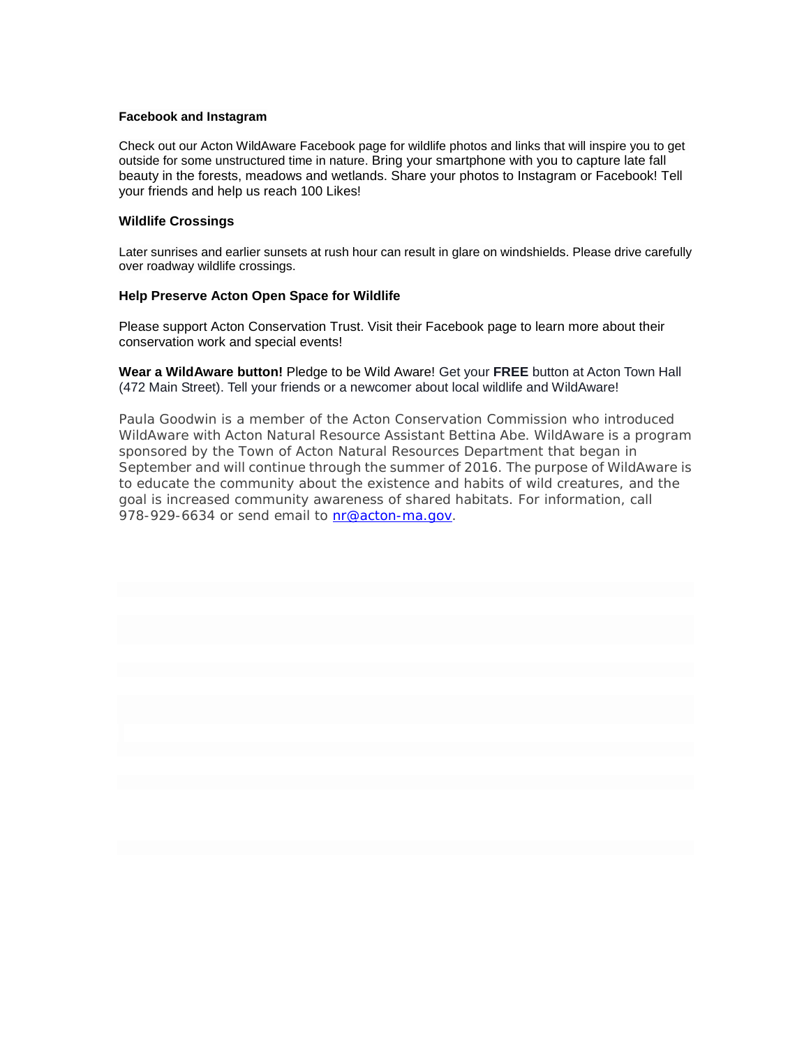**Facebook and Instagram**

Check out our Acton WildAware Facebook page for wildlife photos and links that will inspire you to get outside for some unstructured time in nature. Bring your smartphone with you to capture late fall beauty in the forests, meadows and wetlands. Share your photos to Instagram or Facebook! Tell your friends and help us reach 100 Likes!

**Wildlife Crossings**

Later sunrises and earlier sunsets at rush hour can result in glare on windshields. Please drive carefully over roadway wildlife crossings.

**Help Preserve Acton Open Space for Wildlife**

Please support Acton Conservation Trust. Visit their Facebook page to learn more about their conservation work and special events!

**Wear a WildAware button!** Pledge to be Wild Aware! Get your **FREE** button at Acton Town Hall (472 Main Street). Tell your friends or a newcomer about local wildlife and WildAware!

Paula Goodwin is a member of the Acton Conservation Commission who introduced WildAware with Acton Natural Resource Assistant Bettina Abe. WildAware is a program sponsored by the Town of Acton Natural Resources Department that began in September and will continue through the summer of 2016. The purpose of WildAware is to educate the community about the existence and habits of wild creatures, and the goal is increased community awareness of shared habitats. For information, call 978-929-6634 or send email to nr@acton-ma.gov.